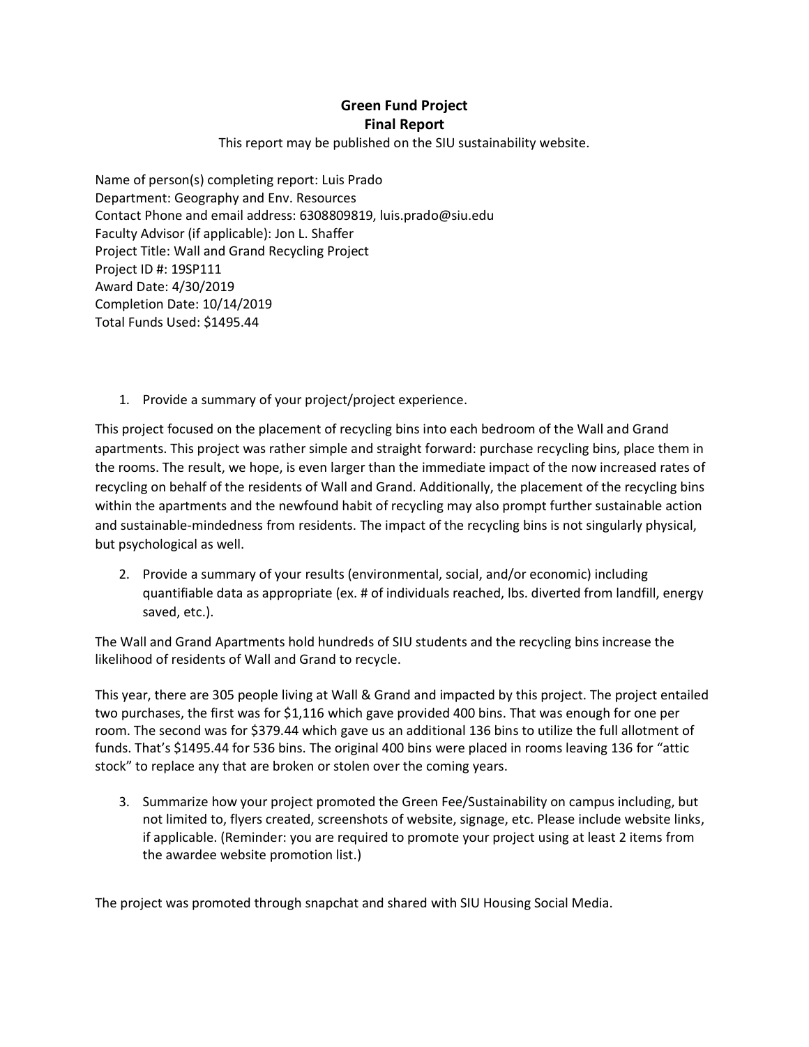# Green Fund Project
## Final Report

This report may be published on the SIU sustainability website.

Name of person(s) completing report: Luis Prado
Department: Geography and Env. Resources
Contact Phone and email address: 6308809819, luis.prado@siu.edu
Faculty Advisor (if applicable): Jon L. Shaffer
Project Title: Wall and Grand Recycling Project
Project ID #: 19SP111
Award Date: 4/30/2019
Completion Date: 10/14/2019
Total Funds Used: $1495.44

1. Provide a summary of your project/project experience.

This project focused on the placement of recycling bins into each bedroom of the Wall and Grand apartments. This project was rather simple and straight forward: purchase recycling bins, place them in the rooms. The result, we hope, is even larger than the immediate impact of the now increased rates of recycling on behalf of the residents of Wall and Grand. Additionally, the placement of the recycling bins within the apartments and the newfound habit of recycling may also prompt further sustainable action and sustainable-mindedness from residents. The impact of the recycling bins is not singularly physical, but psychological as well.

2. Provide a summary of your results (environmental, social, and/or economic) including quantifiable data as appropriate (ex. # of individuals reached, lbs. diverted from landfill, energy saved, etc.).

The Wall and Grand Apartments hold hundreds of SIU students and the recycling bins increase the likelihood of residents of Wall and Grand to recycle.

This year, there are 305 people living at Wall & Grand and impacted by this project. The project entailed two purchases, the first was for $1,116 which gave provided 400 bins. That was enough for one per room. The second was for $379.44 which gave us an additional 136 bins to utilize the full allotment of funds. That's $1495.44 for 536 bins. The original 400 bins were placed in rooms leaving 136 for "attic stock" to replace any that are broken or stolen over the coming years.

3. Summarize how your project promoted the Green Fee/Sustainability on campus including, but not limited to, flyers created, screenshots of website, signage, etc. Please include website links, if applicable. (Reminder: you are required to promote your project using at least 2 items from the awardee website promotion list.)

The project was promoted through snapchat and shared with SIU Housing Social Media.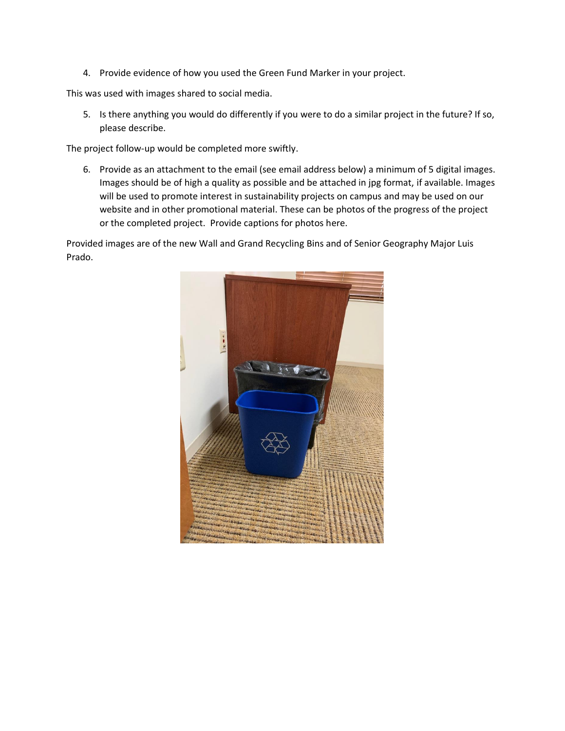4. Provide evidence of how you used the Green Fund Marker in your project.

This was used with images shared to social media.

5. Is there anything you would do differently if you were to do a similar project in the future? If so, please describe.

The project follow-up would be completed more swiftly.

6. Provide as an attachment to the email (see email address below) a minimum of 5 digital images. Images should be of high a quality as possible and be attached in jpg format, if available. Images will be used to promote interest in sustainability projects on campus and may be used on our website and in other promotional material. These can be photos of the progress of the project or the completed project. Provide captions for photos here.

Provided images are of the new Wall and Grand Recycling Bins and of Senior Geography Major Luis Prado.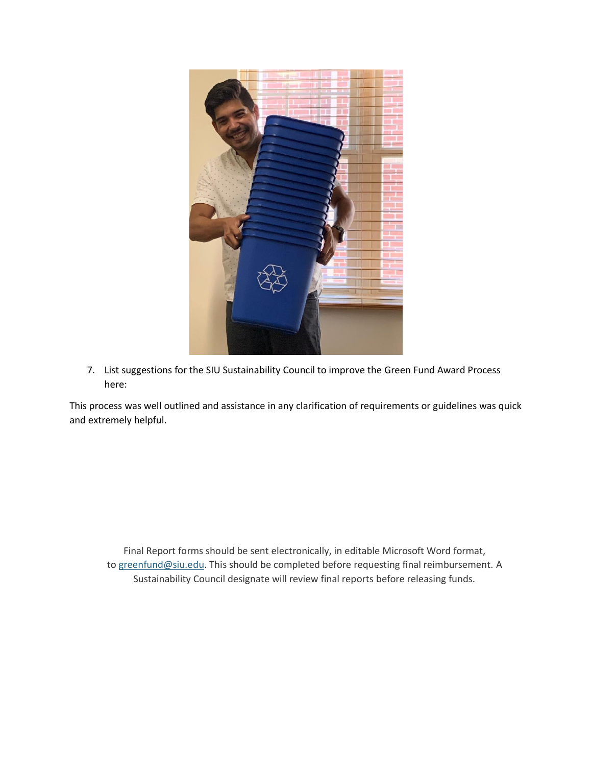7. List suggestions for the SIU Sustainability Council to improve the Green Fund Award Process here:

This process was well outlined and assistance in any clarification of requirements or guidelines was quick and extremely helpful.

Final Report forms should be sent electronically, in editable Microsoft Word format, to greenfund@siu.edu. This should be completed before requesting final reimbursement. A Sustainability Council designate will review final reports before releasing funds.